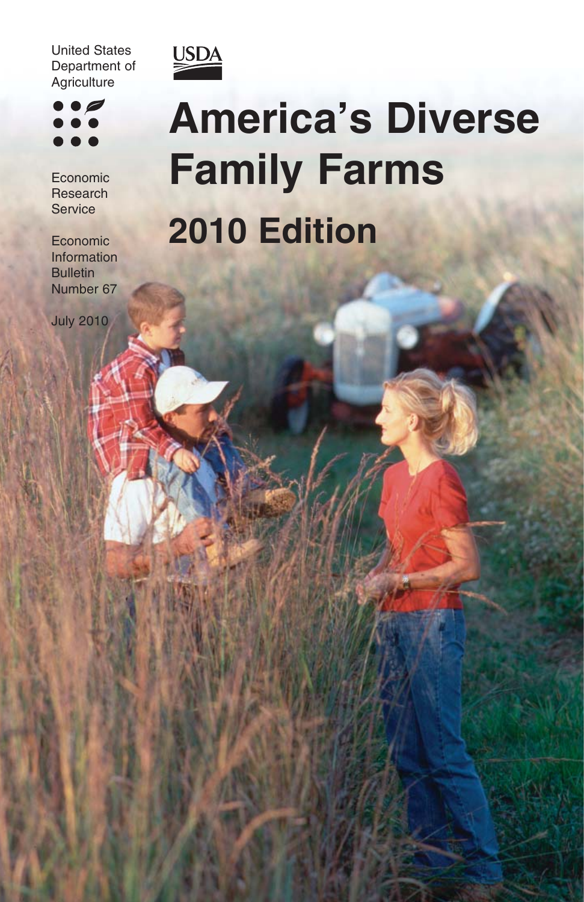United States Department of Agriculture

USDA

Economic Research Service

Economic Information Bulletin Number 67

July 2010

# America's Diverse Family Farms

## 2010 Edition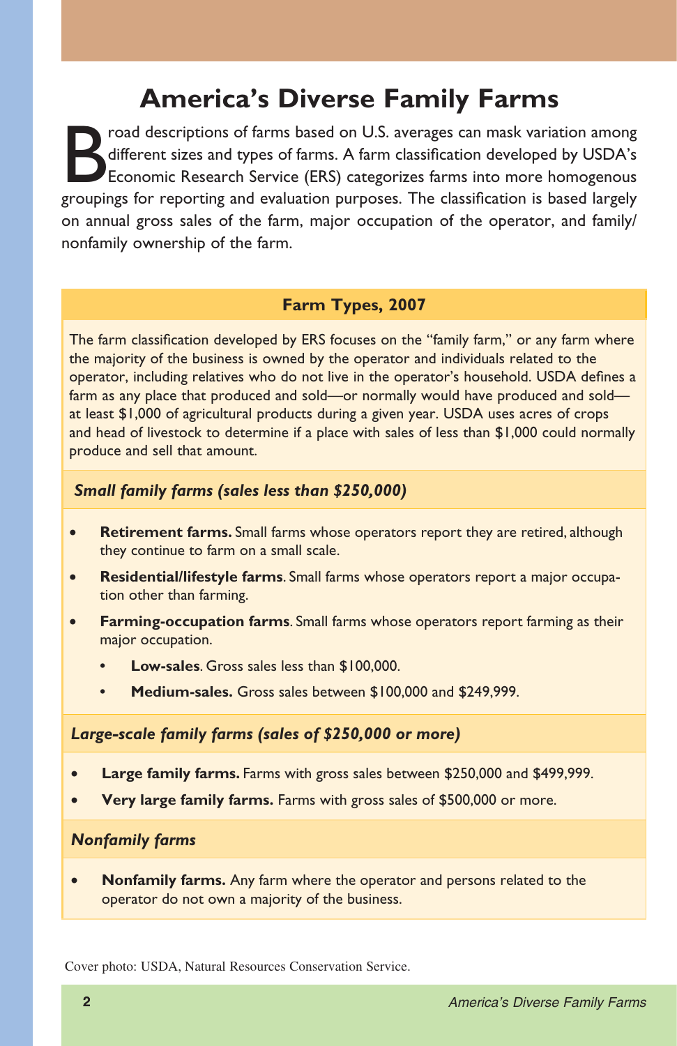# America's Diverse Family Farms

Broad descriptions of farms based on U.S. averages can mask variation among different sizes and types of farms. A farm classification developed by USDA's Economic Research Service (ERS) categorizes farms into more homogenous groupings for reporting and evaluation purposes. The classification is based largely on annual gross sales of the farm, major occupation of the operator, and family/nonfamily ownership of the farm.

## Farm Types, 2007

The farm classification developed by ERS focuses on the "family farm," or any farm where the majority of the business is owned by the operator and individuals related to the operator, including relatives who do not live in the operator's household. USDA defines a farm as any place that produced and sold—or normally would have produced and sold—at least $1,000 of agricultural products during a given year. USDA uses acres of crops and head of livestock to determine if a place with sales of less than $1,000 could normally produce and sell that amount.

### *Small family farms (sales less than $250,000)*

- **Retirement farms.** Small farms whose operators report they are retired, although they continue to farm on a small scale.
- **Residential/lifestyle farms**. Small farms whose operators report a major occupation other than farming.
- **Farming-occupation farms**. Small farms whose operators report farming as their major occupation.
  - **Low-sales**. Gross sales less than $100,000.
  - **Medium-sales.** Gross sales between $100,000 and $249,999.

### *Large-scale family farms (sales of $250,000 or more)*

- **Large family farms.** Farms with gross sales between $250,000 and $499,999.
- **Very large family farms.** Farms with gross sales of $500,000 or more.

### *Nonfamily farms*

- **Nonfamily farms.** Any farm where the operator and persons related to the operator do not own a majority of the business.

Cover photo: USDA, Natural Resources Conservation Service.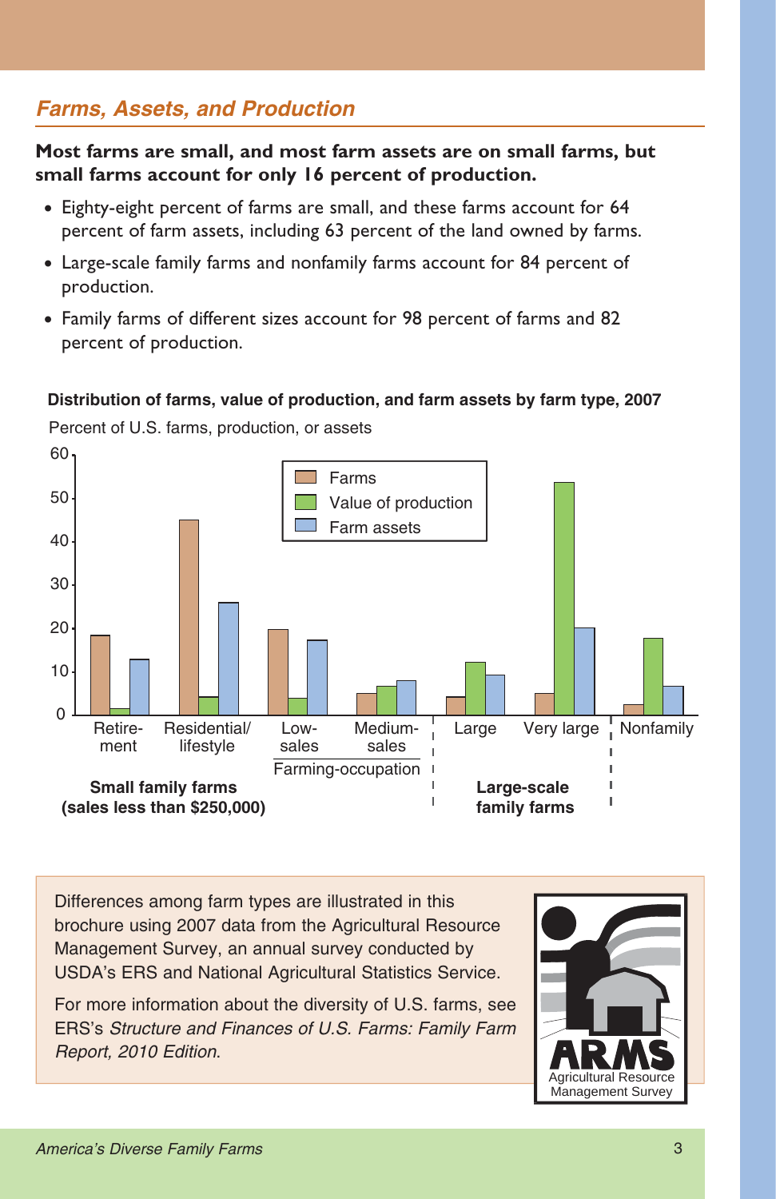## Farms, Assets, and Production

**Most farms are small, and most farm assets are on small farms, but small farms account for only 16 percent of production.**

- Eighty-eight percent of farms are small, and these farms account for 64 percent of farm assets, including 63 percent of the land owned by farms.
- Large-scale family farms and nonfamily farms account for 84 percent of production.
- Family farms of different sizes account for 98 percent of farms and 82 percent of production.

**Distribution of farms, value of production, and farm assets by farm type, 2007**

Percent of U.S. farms, production, or assets

Legend: Farms; Value of production; Farm assets

Categories: Retirement, Residential/lifestyle, Low-sales, Medium-sales (Farming-occupation) — Small family farms (sales less than $250,000); Large, Very large — Large-scale family farms; Nonfamily

Differences among farm types are illustrated in this brochure using 2007 data from the Agricultural Resource Management Survey, an annual survey conducted by USDA's ERS and National Agricultural Statistics Service.

For more information about the diversity of U.S. farms, see ERS's *Structure and Finances of U.S. Farms: Family Farm Report, 2010 Edition*.

ARMS Agricultural Resource Management Survey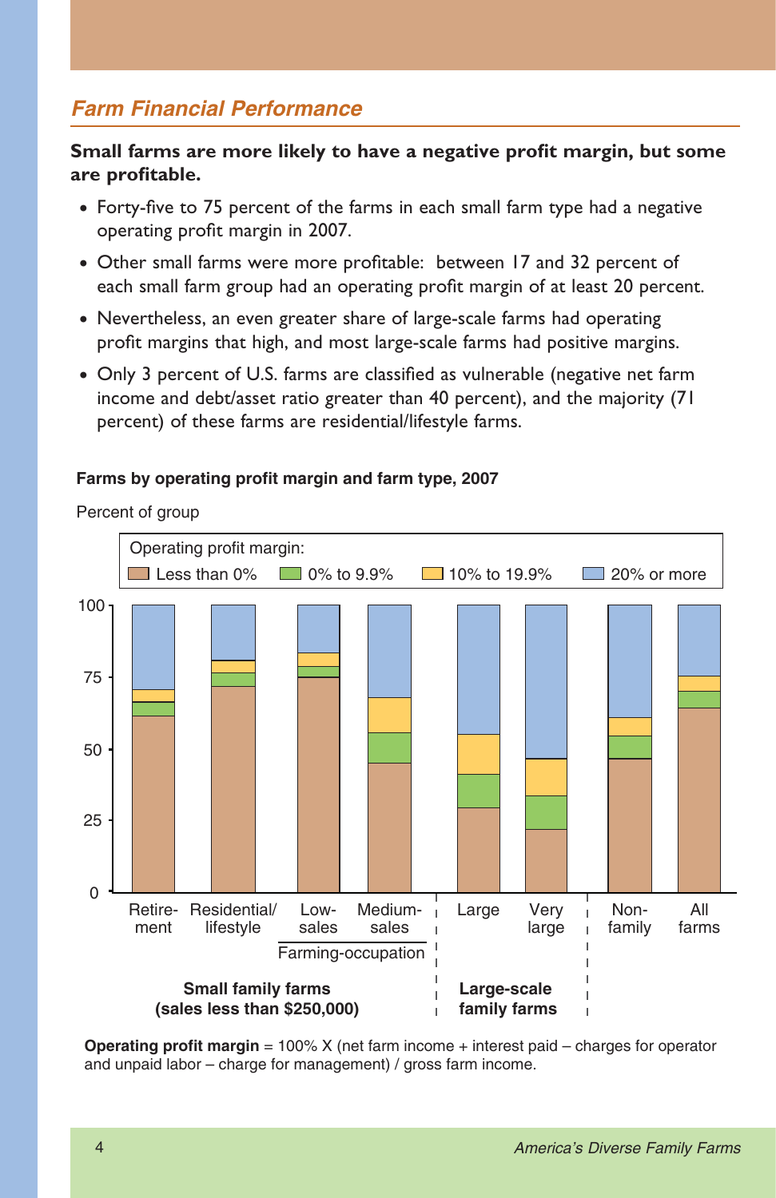## *Farm Financial Performance*

**Small farms are more likely to have a negative profit margin, but some are profitable.**

- Forty-five to 75 percent of the farms in each small farm type had a negative operating profit margin in 2007.
- Other small farms were more profitable: between 17 and 32 percent of each small farm group had an operating profit margin of at least 20 percent.
- Nevertheless, an even greater share of large-scale farms had operating profit margins that high, and most large-scale farms had positive margins.
- Only 3 percent of U.S. farms are classified as vulnerable (negative net farm income and debt/asset ratio greater than 40 percent), and the majority (71 percent) of these farms are residential/lifestyle farms.

**Farms by operating profit margin and farm type, 2007**

Percent of group

Operating profit margin: Less than 0% | 0% to 9.9% | 10% to 19.9% | 20% or more

Retire-ment | Residential/lifestyle | Low-sales | Medium-sales (Farming-occupation) — Small family farms (sales less than $250,000)

Large | Very large — Large-scale family farms

Non-family | All farms

**Operating profit margin** = 100% X (net farm income + interest paid – charges for operator and unpaid labor – charge for management) / gross farm income.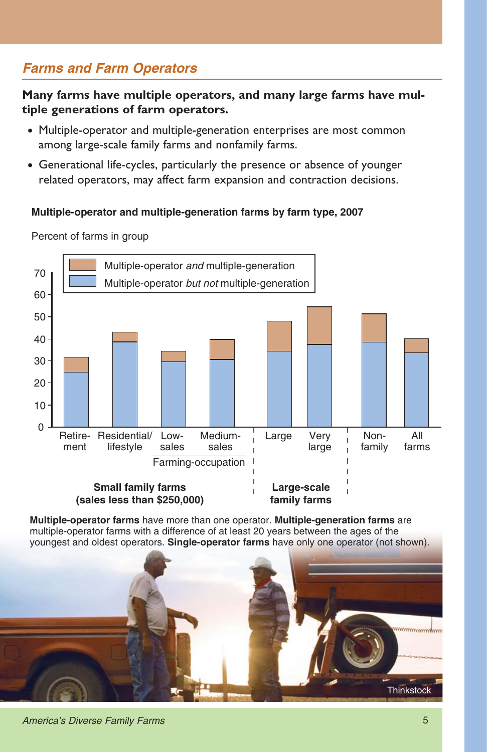## *Farms and Farm Operators*

**Many farms have multiple operators, and many large farms have multiple generations of farm operators.**

- Multiple-operator and multiple-generation enterprises are most common among large-scale family farms and nonfamily farms.
- Generational life-cycles, particularly the presence or absence of younger related operators, may affect farm expansion and contraction decisions.

**Multiple-operator and multiple-generation farms by farm type, 2007**

Percent of farms in group

Multiple-operator *and* multiple-generation

Multiple-operator *but not* multiple-generation

0, 10, 20, 30, 40, 50, 60, 70

Retirement, Residential/lifestyle, Low-sales, Medium-sales, Large, Very large, Non-family, All farms

Farming-occupation

**Small family farms (sales less than $250,000)**

**Large-scale family farms**

**Multiple-operator farms** have more than one operator. **Multiple-generation farms** are multiple-operator farms with a difference of at least 20 years between the ages of the youngest and oldest operators. **Single-operator farms** have only one operator (not shown).

Thinkstock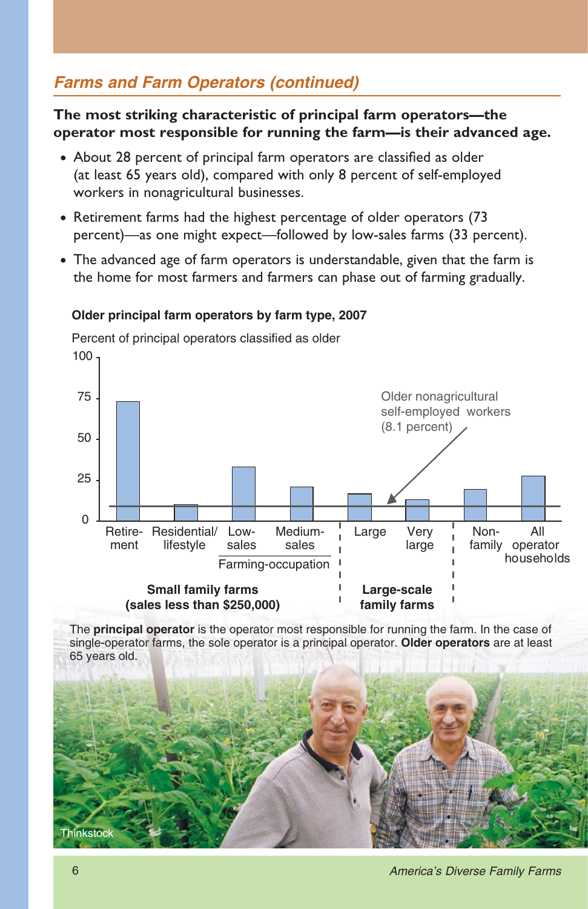## Farms and Farm Operators (continued)

**The most striking characteristic of principal farm operators—the operator most responsible for running the farm—is their advanced age.**

- About 28 percent of principal farm operators are classified as older (at least 65 years old), compared with only 8 percent of self-employed workers in nonagricultural businesses.
- Retirement farms had the highest percentage of older operators (73 percent)—as one might expect—followed by low-sales farms (33 percent).
- The advanced age of farm operators is understandable, given that the farm is the home for most farmers and farmers can phase out of farming gradually.

**Older principal farm operators by farm type, 2007**

Percent of principal operators classified as older

Retirement, Residential/lifestyle, Low-sales, Medium-sales (Farming-occupation) — Small family farms (sales less than $250,000)

Large, Very large — Large-scale family farms

Nonfamily, All operator households

Older nonagricultural self-employed workers (8.1 percent)

The **principal operator** is the operator most responsible for running the farm. In the case of single-operator farms, the sole operator is a principal operator. **Older operators** are at least 65 years old.

Thinkstock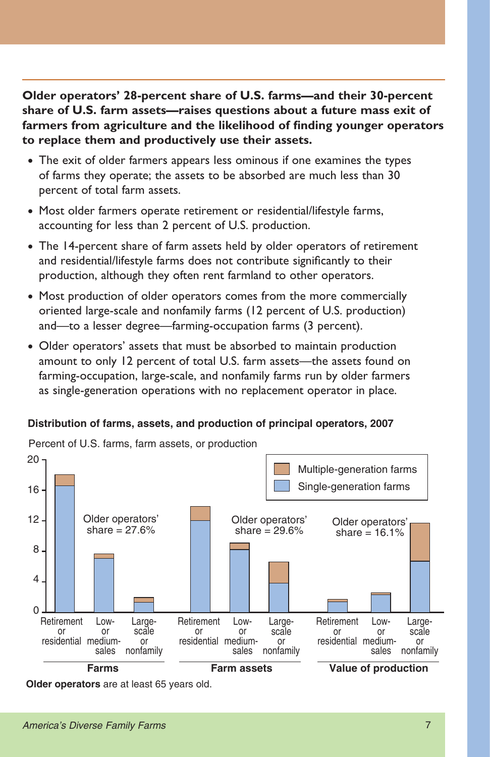**Older operators' 28-percent share of U.S. farms—and their 30-percent share of U.S. farm assets—raises questions about a future mass exit of farmers from agriculture and the likelihood of finding younger operators to replace them and productively use their assets.**

- The exit of older farmers appears less ominous if one examines the types of farms they operate; the assets to be absorbed are much less than 30 percent of total farm assets.
- Most older farmers operate retirement or residential/lifestyle farms, accounting for less than 2 percent of U.S. production.
- The 14-percent share of farm assets held by older operators of retirement and residential/lifestyle farms does not contribute significantly to their production, although they often rent farmland to other operators.
- Most production of older operators comes from the more commercially oriented large-scale and nonfamily farms (12 percent of U.S. production) and—to a lesser degree—farming-occupation farms (3 percent).
- Older operators' assets that must be absorbed to maintain production amount to only 12 percent of total U.S. farm assets—the assets found on farming-occupation, large-scale, and nonfamily farms run by older farmers as single-generation operations with no replacement operator in place.

**Distribution of farms, assets, and production of principal operators, 2007**

Percent of U.S. farms, farm assets, or production

Legend: Multiple-generation farms; Single-generation farms

| Category | Retirement or residential | Low- or medium-sales | Large-scale or nonfamily |
|---|---|---|---|
| Farms (Older operators' share = 27.6%) | | | |
| Farm assets (Older operators' share = 29.6%) | | | |
| Value of production (Older operators' share = 16.1%) | | | |

**Older operators** are at least 65 years old.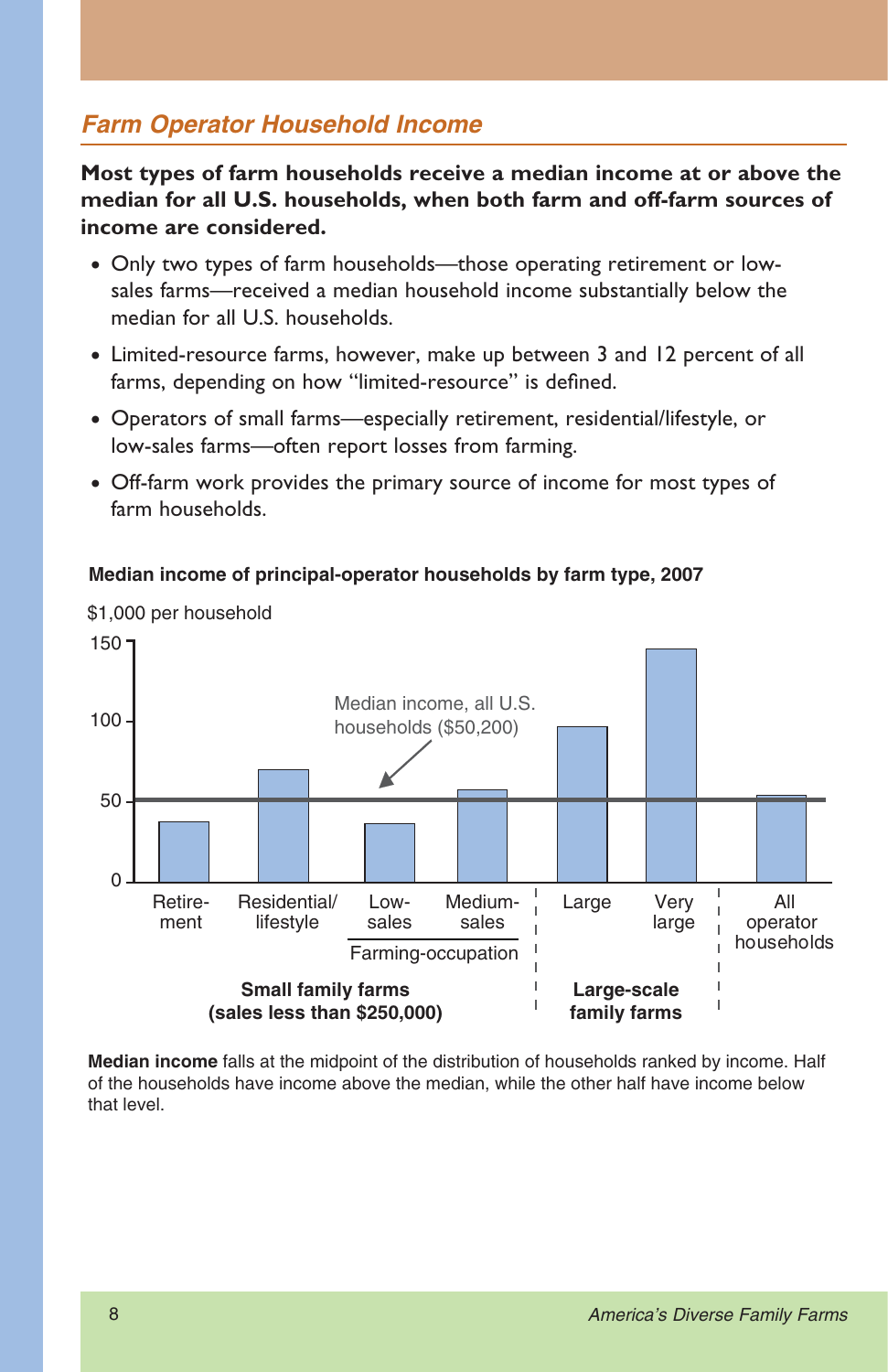## Farm Operator Household Income

**Most types of farm households receive a median income at or above the median for all U.S. households, when both farm and off-farm sources of income are considered.**

- Only two types of farm households—those operating retirement or low-sales farms—received a median household income substantially below the median for all U.S. households.
- Limited-resource farms, however, make up between 3 and 12 percent of all farms, depending on how "limited-resource" is defined.
- Operators of small farms—especially retirement, residential/lifestyle, or low-sales farms—often report losses from farming.
- Off-farm work provides the primary source of income for most types of farm households.

**Median income of principal-operator households by farm type, 2007**

$1,000 per household

Median income, all U.S. households ($50,200)

| Farm type | Group |
|---|---|
| Retirement | Small family farms (sales less than $250,000) |
| Residential/lifestyle | Small family farms (sales less than $250,000) |
| Low-sales | Small family farms (sales less than $250,000); Farming-occupation |
| Medium-sales | Small family farms (sales less than $250,000); Farming-occupation |
| Large | Large-scale family farms |
| Very large | Large-scale family farms |
| All operator households | |

**Median income** falls at the midpoint of the distribution of households ranked by income. Half of the households have income above the median, while the other half have income below that level.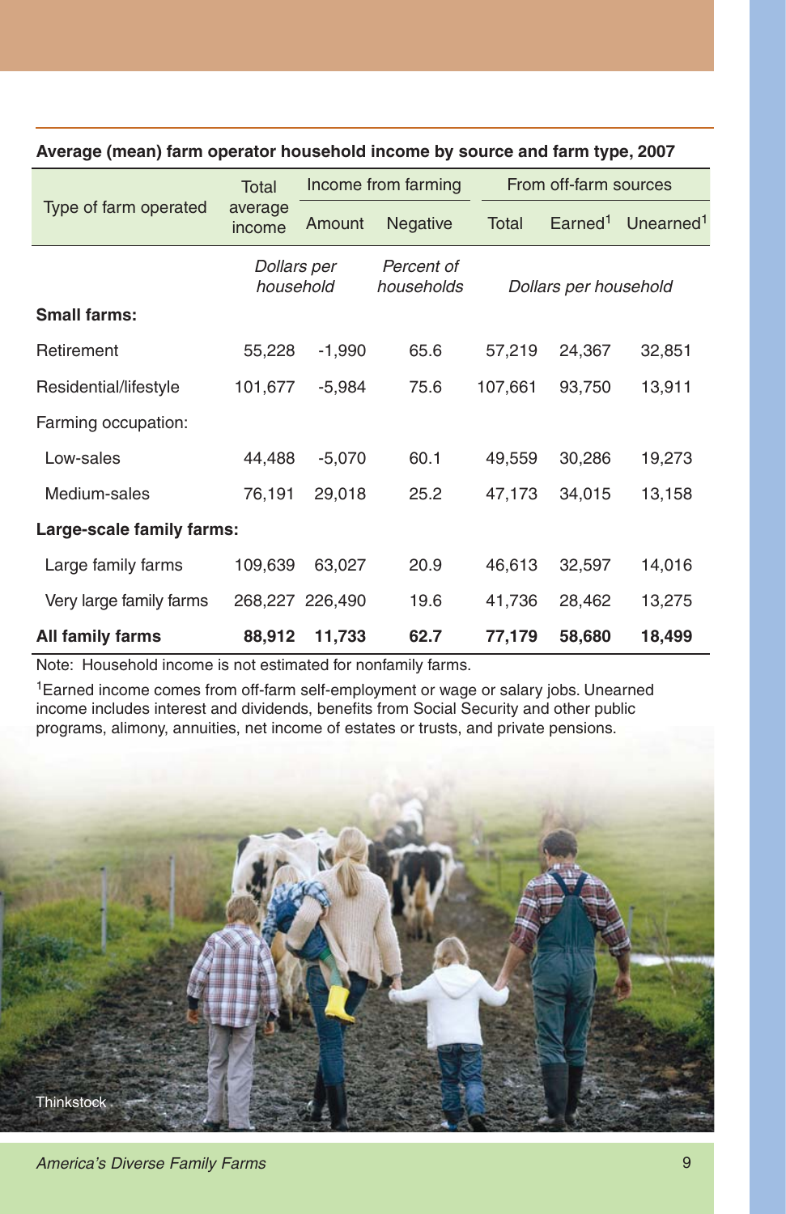**Average (mean) farm operator household income by source and farm type, 2007**

| Type of farm operated | Total average income | Income from farming | | From off-farm sources | | |
|---|---|---|---|---|---|---|
| | | Amount | Negative | Total | Earned[1] | Unearned[1] |
| | *Dollars per household* | | *Percent of households* | *Dollars per household* | | |
| **Small farms:** | | | | | | |
| Retirement | 55,228 | -1,990 | 65.6 | 57,219 | 24,367 | 32,851 |
| Residential/lifestyle | 101,677 | -5,984 | 75.6 | 107,661 | 93,750 | 13,911 |
| Farming occupation: | | | | | | |
| Low-sales | 44,488 | -5,070 | 60.1 | 49,559 | 30,286 | 19,273 |
| Medium-sales | 76,191 | 29,018 | 25.2 | 47,173 | 34,015 | 13,158 |
| **Large-scale family farms:** | | | | | | |
| Large family farms | 109,639 | 63,027 | 20.9 | 46,613 | 32,597 | 14,016 |
| Very large family farms | 268,227 | 226,490 | 19.6 | 41,736 | 28,462 | 13,275 |
| **All family farms** | **88,912** | **11,733** | **62.7** | **77,179** | **58,680** | **18,499** |

Note: Household income is not estimated for nonfamily farms.

[1]Earned income comes from off-farm self-employment or wage or salary jobs. Unearned income includes interest and dividends, benefits from Social Security and other public programs, alimony, annuities, net income of estates or trusts, and private pensions.

Thinkstock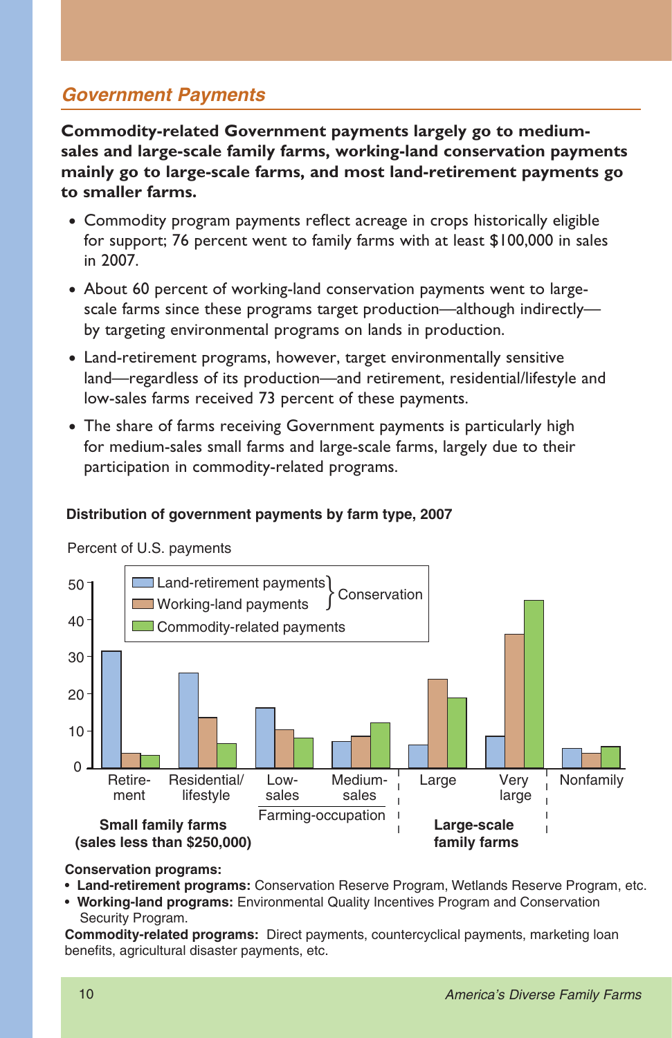## Government Payments

**Commodity-related Government payments largely go to medium-sales and large-scale family farms, working-land conservation payments mainly go to large-scale farms, and most land-retirement payments go to smaller farms.**

- Commodity program payments reflect acreage in crops historically eligible for support; 76 percent went to family farms with at least $100,000 in sales in 2007.
- About 60 percent of working-land conservation payments went to large-scale farms since these programs target production—although indirectly—by targeting environmental programs on lands in production.
- Land-retirement programs, however, target environmentally sensitive land—regardless of its production—and retirement, residential/lifestyle and low-sales farms received 73 percent of these payments.
- The share of farms receiving Government payments is particularly high for medium-sales small farms and large-scale farms, largely due to their participation in commodity-related programs.

**Distribution of government payments by farm type, 2007**

Percent of U.S. payments

Legend: Land-retirement payments and Working-land payments (Conservation); Commodity-related payments

Farm types: Small family farms (sales less than $250,000): Retirement, Residential/lifestyle, Farming-occupation (Low-sales, Medium-sales); Large-scale family farms: Large, Very large; Nonfamily

**Conservation programs:**

- **Land-retirement programs:** Conservation Reserve Program, Wetlands Reserve Program, etc.
- **Working-land programs:** Environmental Quality Incentives Program and Conservation Security Program.

**Commodity-related programs:** Direct payments, countercyclical payments, marketing loan benefits, agricultural disaster payments, etc.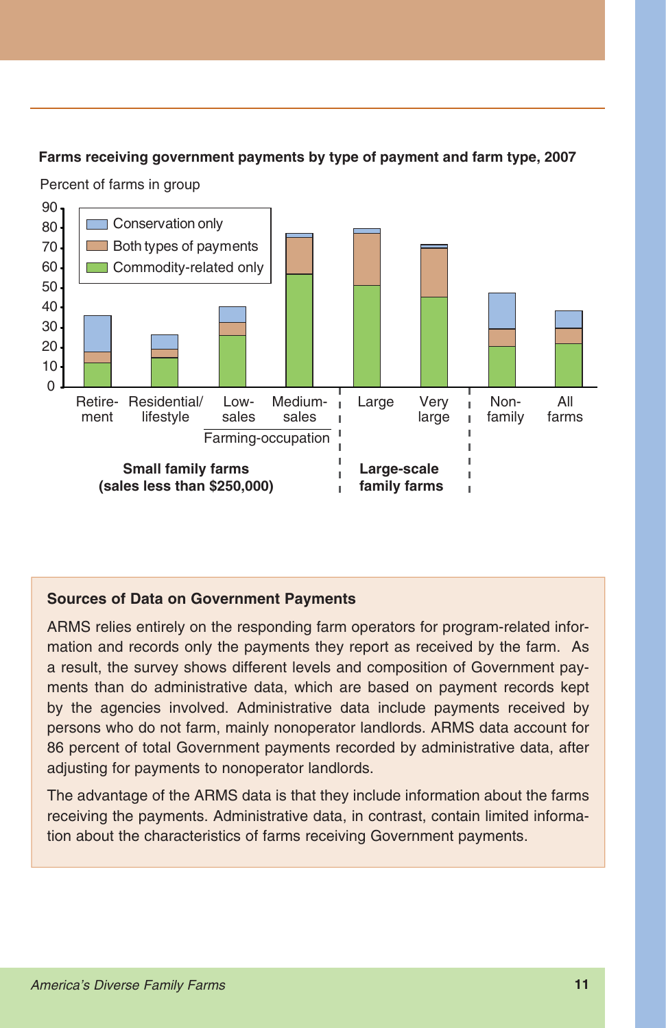**Farms receiving government payments by type of payment and farm type, 2007**

Percent of farms in group

Legend: Conservation only; Both types of payments; Commodity-related only

Categories: Retire-ment; Residential/lifestyle; Low-sales; Medium-sales (Farming-occupation); Small family farms (sales less than $250,000); Large; Very large (Large-scale family farms); Non-family; All farms

## Sources of Data on Government Payments

ARMS relies entirely on the responding farm operators for program-related information and records only the payments they report as received by the farm. As a result, the survey shows different levels and composition of Government payments than do administrative data, which are based on payment records kept by the agencies involved. Administrative data include payments received by persons who do not farm, mainly nonoperator landlords. ARMS data account for 86 percent of total Government payments recorded by administrative data, after adjusting for payments to nonoperator landlords.

The advantage of the ARMS data is that they include information about the farms receiving the payments. Administrative data, in contrast, contain limited information about the characteristics of farms receiving Government payments.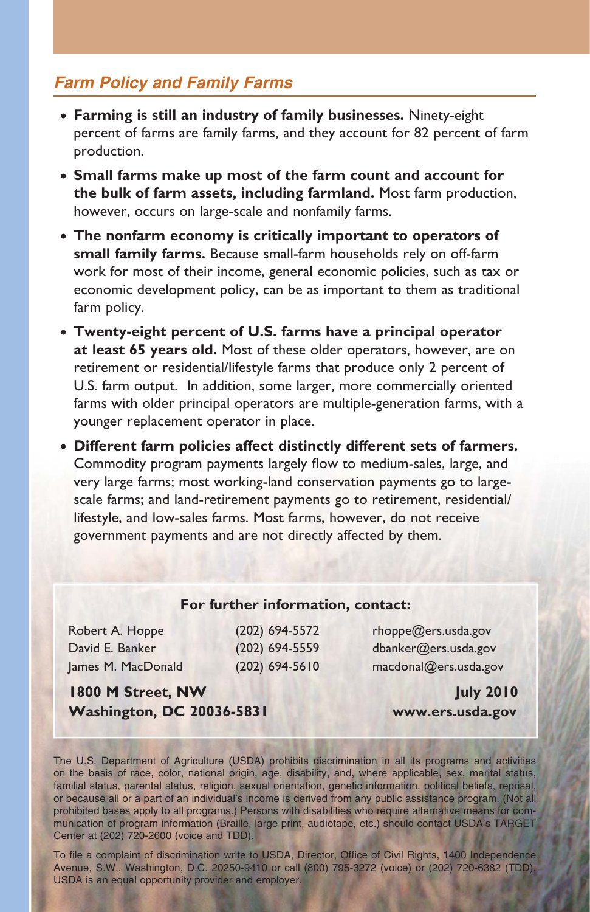## *Farm Policy and Family Farms*

- **Farming is still an industry of family businesses.** Ninety-eight percent of farms are family farms, and they account for 82 percent of farm production.
- **Small farms make up most of the farm count and account for the bulk of farm assets, including farmland.** Most farm production, however, occurs on large-scale and nonfamily farms.
- **The nonfarm economy is critically important to operators of small family farms.** Because small-farm households rely on off-farm work for most of their income, general economic policies, such as tax or economic development policy, can be as important to them as traditional farm policy.
- **Twenty-eight percent of U.S. farms have a principal operator at least 65 years old.** Most of these older operators, however, are on retirement or residential/lifestyle farms that produce only 2 percent of U.S. farm output. In addition, some larger, more commercially oriented farms with older principal operators are multiple-generation farms, with a younger replacement operator in place.
- **Different farm policies affect distinctly different sets of farmers.** Commodity program payments largely flow to medium-sales, large, and very large farms; most working-land conservation payments go to large-scale farms; and land-retirement payments go to retirement, residential/lifestyle, and low-sales farms. Most farms, however, do not receive government payments and are not directly affected by them.

**For further information, contact:**

| | | |
|---|---|---|
| Robert A. Hoppe | (202) 694-5572 | rhoppe@ers.usda.gov |
| David E. Banker | (202) 694-5559 | dbanker@ers.usda.gov |
| James M. MacDonald | (202) 694-5610 | macdonal@ers.usda.gov |

**1800 M Street, NW**
**Washington, DC 20036-5831**

**July 2010**
**www.ers.usda.gov**

The U.S. Department of Agriculture (USDA) prohibits discrimination in all its programs and activities on the basis of race, color, national origin, age, disability, and, where applicable, sex, marital status, familial status, parental status, religion, sexual orientation, genetic information, political beliefs, reprisal, or because all or a part of an individual's income is derived from any public assistance program. (Not all prohibited bases apply to all programs.) Persons with disabilities who require alternative means for communication of program information (Braille, large print, audiotape, etc.) should contact USDA's TARGET Center at (202) 720-2600 (voice and TDD).

To file a complaint of discrimination write to USDA, Director, Office of Civil Rights, 1400 Independence Avenue, S.W., Washington, D.C. 20250-9410 or call (800) 795-3272 (voice) or (202) 720-6382 (TDD). USDA is an equal opportunity provider and employer.